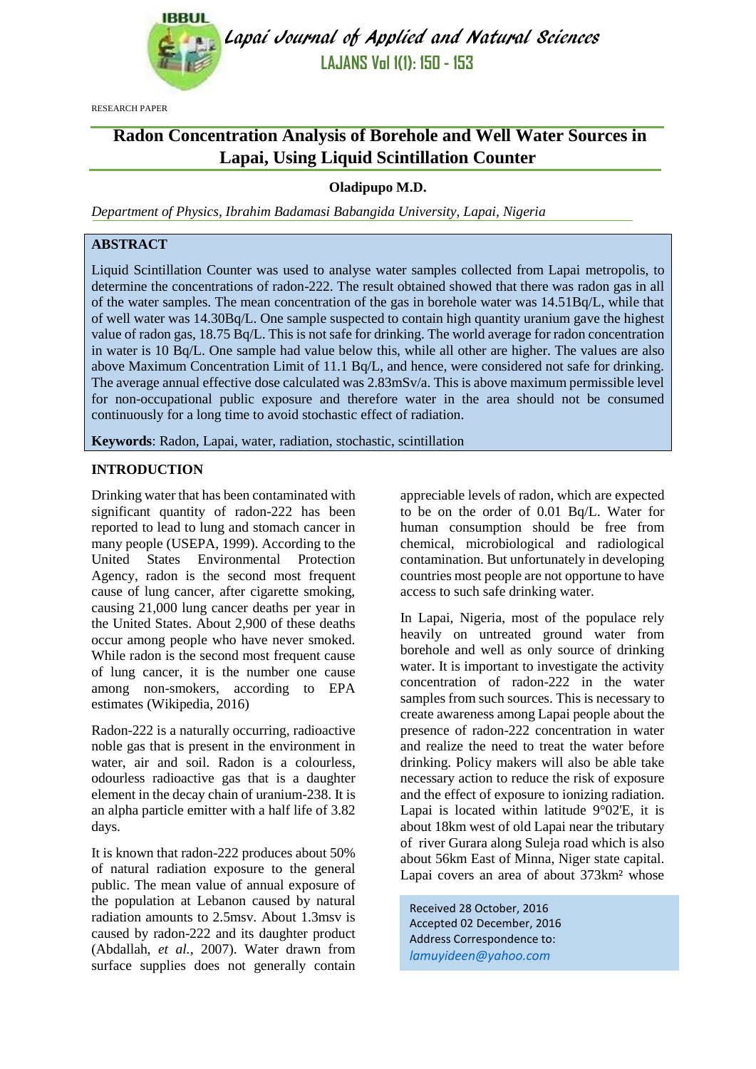RESEARCH PAPER

# Radon Concentration Analysis of Borehole and Well Water Sources in Lapai, Using Liquid Scintillation Counter

**Oladipupo M.D.**

*Department of Physics, Ibrahim Badamasi Babangida University, Lapai, Nigeria*

## ABSTRACT

Liquid Scintillation Counter was used to analyse water samples collected from Lapai metropolis, to determine the concentrations of radon-222. The result obtained showed that there was radon gas in all of the water samples. The mean concentration of the gas in borehole water was 14.51Bq/L, while that of well water was 14.30Bq/L. One sample suspected to contain high quantity uranium gave the highest value of radon gas, 18.75 Bq/L. This is not safe for drinking. The world average for radon concentration in water is 10 Bq/L. One sample had value below this, while all other are higher. The values are also above Maximum Concentration Limit of 11.1 Bq/L, and hence, were considered not safe for drinking. The average annual effective dose calculated was 2.83mSv/a. This is above maximum permissible level for non-occupational public exposure and therefore water in the area should not be consumed continuously for a long time to avoid stochastic effect of radiation.

**Keywords**: Radon, Lapai, water, radiation, stochastic, scintillation

## INTRODUCTION

Drinking water that has been contaminated with significant quantity of radon-222 has been reported to lead to lung and stomach cancer in many people (USEPA, 1999). According to the United States Environmental Protection Agency, radon is the second most frequent cause of lung cancer, after cigarette smoking, causing 21,000 lung cancer deaths per year in the United States. About 2,900 of these deaths occur among people who have never smoked. While radon is the second most frequent cause of lung cancer, it is the number one cause among non-smokers, according to EPA estimates (Wikipedia, 2016)

Radon-222 is a naturally occurring, radioactive noble gas that is present in the environment in water, air and soil. Radon is a colourless, odourless radioactive gas that is a daughter element in the decay chain of uranium-238. It is an alpha particle emitter with a half life of 3.82 days.

It is known that radon-222 produces about 50% of natural radiation exposure to the general public. The mean value of annual exposure of the population at Lebanon caused by natural radiation amounts to 2.5msv. About 1.3msv is caused by radon-222 and its daughter product (Abdallah, *et al.*, 2007). Water drawn from surface supplies does not generally contain appreciable levels of radon, which are expected to be on the order of 0.01 Bq/L. Water for human consumption should be free from chemical, microbiological and radiological contamination. But unfortunately in developing countries most people are not opportune to have access to such safe drinking water.

In Lapai, Nigeria, most of the populace rely heavily on untreated ground water from borehole and well as only source of drinking water. It is important to investigate the activity concentration of radon-222 in the water samples from such sources. This is necessary to create awareness among Lapai people about the presence of radon-222 concentration in water and realize the need to treat the water before drinking. Policy makers will also be able take necessary action to reduce the risk of exposure and the effect of exposure to ionizing radiation. Lapai is located within latitude 9°02'E, it is about 18km west of old Lapai near the tributary of river Gurara along Suleja road which is also about 56km East of Minna, Niger state capital. Lapai covers an area of about 373km² whose

Received 28 October, 2016
Accepted 02 December, 2016
Address Correspondence to:
*lamuyideen@yahoo.com*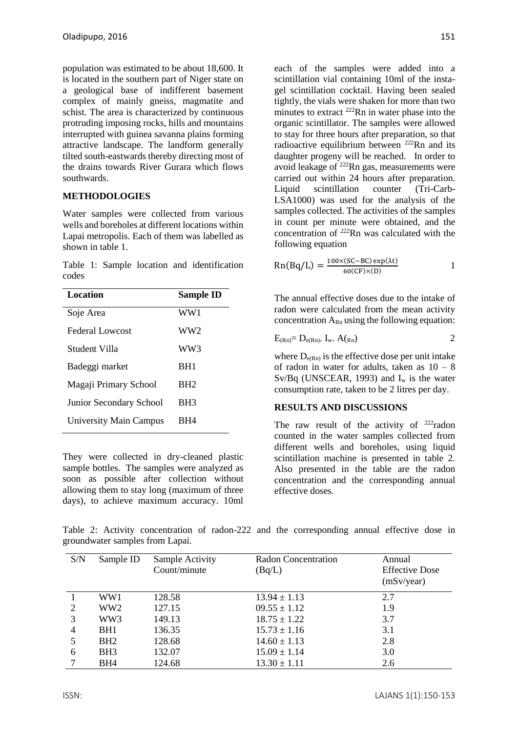population was estimated to be about 18,600. It is located in the southern part of Niger state on a geological base of indifferent basement complex of mainly gneiss, magmatite and schist. The area is characterized by continuous protruding imposing rocks, hills and mountains interrupted with guinea savanna plains forming attractive landscape. The landform generally tilted south-eastwards thereby directing most of the drains towards River Gurara which flows southwards.

## METHODOLOGIES

Water samples were collected from various wells and boreholes at different locations within Lapai metropolis. Each of them was labelled as shown in table 1.

Table 1: Sample location and identification codes

| Location | Sample ID |
|---|---|
| Soje Area | WW1 |
| Federal Lowcost | WW2 |
| Student Villa | WW3 |
| Badeggi market | BH1 |
| Magaji Primary School | BH2 |
| Junior Secondary School | BH3 |
| University Main Campus | BH4 |

They were collected in dry-cleaned plastic sample bottles. The samples were analyzed as soon as possible after collection without allowing them to stay long (maximum of three days), to achieve maximum accuracy. 10ml each of the samples were added into a scintillation vial containing 10ml of the insta-gel scintillation cocktail. Having been sealed tightly, the vials were shaken for more than two minutes to extract $^{222}$Rn in water phase into the organic scintillator. The samples were allowed to stay for three hours after preparation, so that radioactive equilibrium between $^{222}$Rn and its daughter progeny will be reached. In order to avoid leakage of $^{222}$Rn gas, measurements were carried out within 24 hours after preparation. Liquid scintillation counter (Tri-Carb-LSA1000) was used for the analysis of the samples collected. The activities of the samples in count per minute were obtained, and the concentration of $^{222}$Rn was calculated with the following equation

$$\mathrm{Rn(Bq/L)} = \frac{100 \times (\mathrm{SC} - \mathrm{BC})\exp(\lambda t)}{60(\mathrm{CF}) \times (\mathrm{D})} \quad (1)$$

The annual effective doses due to the intake of radon were calculated from the mean activity concentration $A_{Rn}$ using the following equation:

$$E_{(Rn)} = D_{e(Rn)}.\ I_w.\ A(_{Rn}) \quad (2)$$

where $D_{e(Rn)}$ is the effective dose per unit intake of radon in water for adults, taken as 10 – 8 Sv/Bq (UNSCEAR, 1993) and $I_w$ is the water consumption rate, taken to be 2 litres per day.

## RESULTS AND DISCUSSIONS

The raw result of the activity of $^{222}$radon counted in the water samples collected from different wells and boreholes, using liquid scintillation machine is presented in table 2. Also presented in the table are the radon concentration and the corresponding annual effective doses.

Table 2: Activity concentration of radon-222 and the corresponding annual effective dose in groundwater samples from Lapai.

| S/N | Sample ID | Sample Activity Count/minute | Radon Concentration (Bq/L) | Annual Effective Dose (mSv/year) |
|---|---|---|---|---|
| 1 | WW1 | 128.58 | 13.94 ± 1.13 | 2.7 |
| 2 | WW2 | 127.15 | 09.55 ± 1.12 | 1.9 |
| 3 | WW3 | 149.13 | 18.75 ± 1.22 | 3.7 |
| 4 | BH1 | 136.35 | 15.73 ± 1.16 | 3.1 |
| 5 | BH2 | 128.68 | 14.60 ± 1.13 | 2.8 |
| 6 | BH3 | 132.07 | 15.09 ± 1.14 | 3.0 |
| 7 | BH4 | 124.68 | 13.30 ± 1.11 | 2.6 |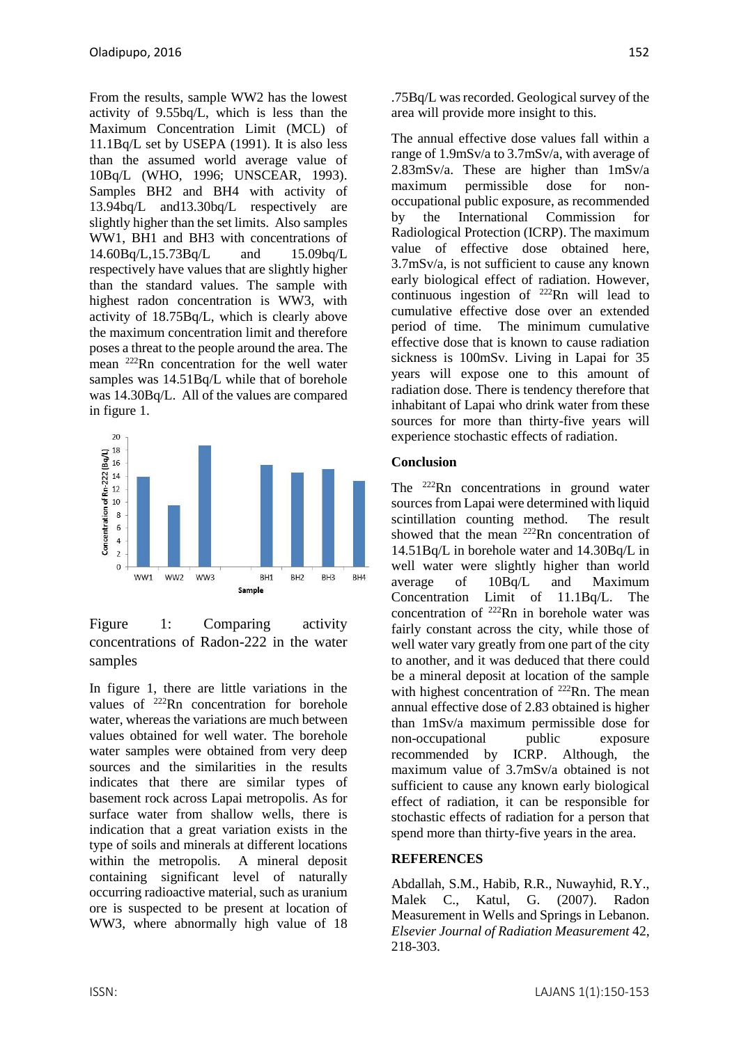From the results, sample WW2 has the lowest activity of 9.55bq/L, which is less than the Maximum Concentration Limit (MCL) of 11.1Bq/L set by USEPA (1991). It is also less than the assumed world average value of 10Bq/L (WHO, 1996; UNSCEAR, 1993). Samples BH2 and BH4 with activity of 13.94bq/L and13.30bq/L respectively are slightly higher than the set limits. Also samples WW1, BH1 and BH3 with concentrations of 14.60Bq/L,15.73Bq/L and 15.09bq/L respectively have values that are slightly higher than the standard values. The sample with highest radon concentration is WW3, with activity of 18.75Bq/L, which is clearly above the maximum concentration limit and therefore poses a threat to the people around the area. The mean $^{222}$Rn concentration for the well water samples was 14.51Bq/L while that of borehole was 14.30Bq/L. All of the values are compared in figure 1.

20
18
16
14
12
10
8
6
4
2
0

Concentration of Rn-222 (Bq/L)

WW1 WW2 WW3 BH1 BH2 BH3 BH4

Sample

Figure 1: Comparing activity concentrations of Radon-222 in the water samples

In figure 1, there are little variations in the values of $^{222}$Rn concentration for borehole water, whereas the variations are much between values obtained for well water. The borehole water samples were obtained from very deep sources and the similarities in the results indicates that there are similar types of basement rock across Lapai metropolis. As for surface water from shallow wells, there is indication that a great variation exists in the type of soils and minerals at different locations within the metropolis. A mineral deposit containing significant level of naturally occurring radioactive material, such as uranium ore is suspected to be present at location of WW3, where abnormally high value of 18 .75Bq/L was recorded. Geological survey of the area will provide more insight to this.

The annual effective dose values fall within a range of 1.9mSv/a to 3.7mSv/a, with average of 2.83mSv/a. These are higher than 1mSv/a maximum permissible dose for non-occupational public exposure, as recommended by the International Commission for Radiological Protection (ICRP). The maximum value of effective dose obtained here, 3.7mSv/a, is not sufficient to cause any known early biological effect of radiation. However, continuous ingestion of $^{222}$Rn will lead to cumulative effective dose over an extended period of time. The minimum cumulative effective dose that is known to cause radiation sickness is 100mSv. Living in Lapai for 35 years will expose one to this amount of radiation dose. There is tendency therefore that inhabitant of Lapai who drink water from these sources for more than thirty-five years will experience stochastic effects of radiation.

## Conclusion

The $^{222}$Rn concentrations in ground water sources from Lapai were determined with liquid scintillation counting method. The result showed that the mean $^{222}$Rn concentration of 14.51Bq/L in borehole water and 14.30Bq/L in well water were slightly higher than world average of 10Bq/L and Maximum Concentration Limit of 11.1Bq/L. The concentration of $^{222}$Rn in borehole water was fairly constant across the city, while those of well water vary greatly from one part of the city to another, and it was deduced that there could be a mineral deposit at location of the sample with highest concentration of $^{222}$Rn. The mean annual effective dose of 2.83 obtained is higher than 1mSv/a maximum permissible dose for non-occupational public exposure recommended by ICRP. Although, the maximum value of 3.7mSv/a obtained is not sufficient to cause any known early biological effect of radiation, it can be responsible for stochastic effects of radiation for a person that spend more than thirty-five years in the area.

## REFERENCES

Abdallah, S.M., Habib, R.R., Nuwayhid, R.Y., Malek C., Katul, G. (2007). Radon Measurement in Wells and Springs in Lebanon. *Elsevier Journal of Radiation Measurement* 42, 218-303.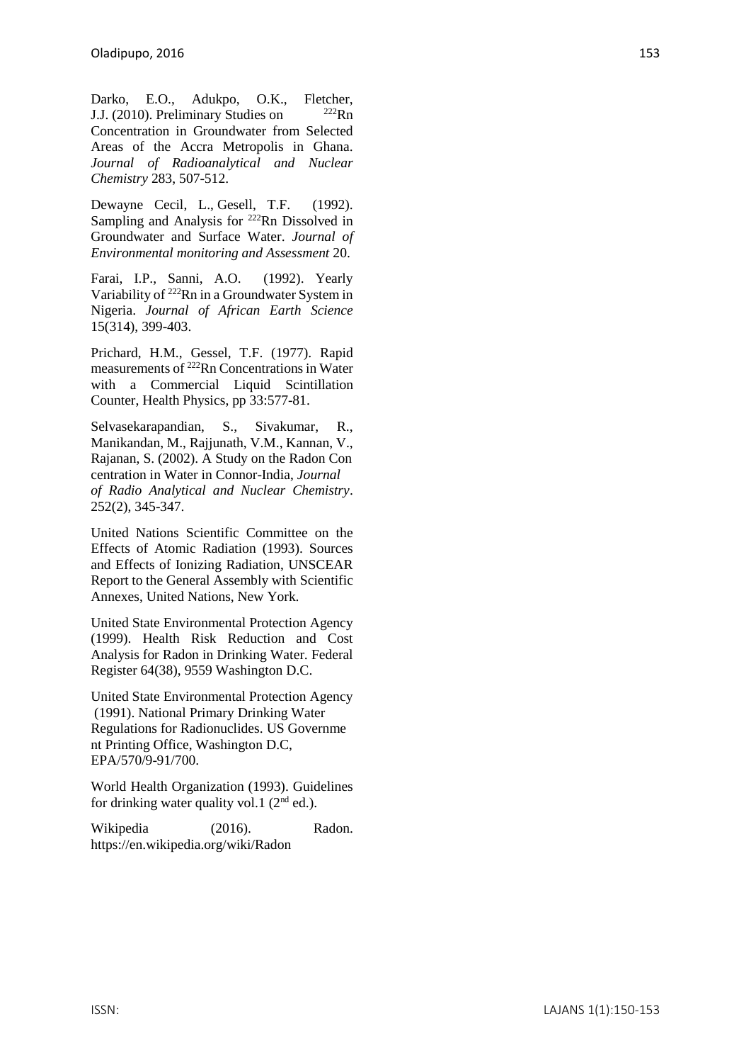Darko, E.O., Adukpo, O.K., Fletcher, J.J. (2010). Preliminary Studies on $^{222}$Rn Concentration in Groundwater from Selected Areas of the Accra Metropolis in Ghana. *Journal of Radioanalytical and Nuclear Chemistry* 283, 507-512.

Dewayne Cecil, L., Gesell, T.F. (1992). Sampling and Analysis for $^{222}$Rn Dissolved in Groundwater and Surface Water. *Journal of Environmental monitoring and Assessment* 20.

Farai, I.P., Sanni, A.O. (1992). Yearly Variability of $^{222}$Rn in a Groundwater System in Nigeria. *Journal of African Earth Science* 15(314), 399-403.

Prichard, H.M., Gessel, T.F. (1977). Rapid measurements of $^{222}$Rn Concentrations in Water with a Commercial Liquid Scintillation Counter, Health Physics, pp 33:577-81.

Selvasekarapandian, S., Sivakumar, R., Manikandan, M., Rajjunath, V.M., Kannan, V., Rajanan, S. (2002). A Study on the Radon Con centration in Water in Connor-India, *Journal of Radio Analytical and Nuclear Chemistry*. 252(2), 345-347.

United Nations Scientific Committee on the Effects of Atomic Radiation (1993). Sources and Effects of Ionizing Radiation, UNSCEAR Report to the General Assembly with Scientific Annexes, United Nations, New York.

United State Environmental Protection Agency (1999). Health Risk Reduction and Cost Analysis for Radon in Drinking Water. Federal Register 64(38), 9559 Washington D.C.

United State Environmental Protection Agency (1991). National Primary Drinking Water Regulations for Radionuclides. US Governme nt Printing Office, Washington D.C, EPA/570/9-91/700.

World Health Organization (1993). Guidelines for drinking water quality vol.1 (2nd ed.).

Wikipedia (2016). Radon. https://en.wikipedia.org/wiki/Radon